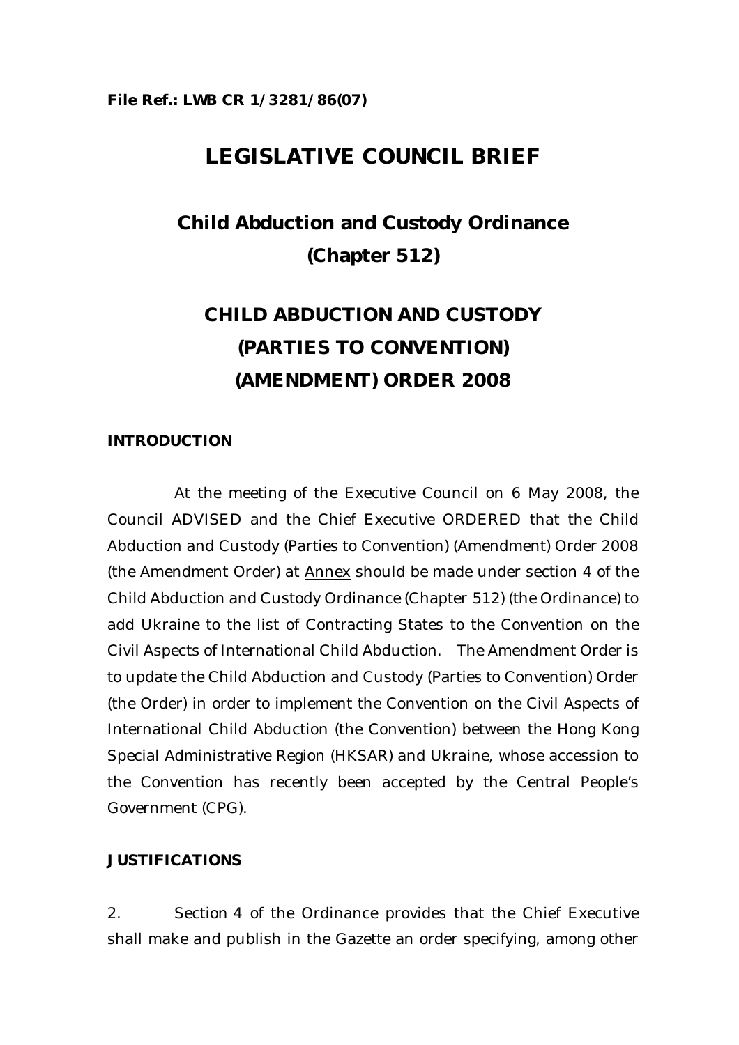**File Ref.: LWB CR 1/3281/86(07)**

# LEGISLATIVE COUNCIL BRIEF

## Child Abduction and Custody Ordinance (Chapter 512)

## CHILD ABDUCTION AND CUSTODY (PARTIES TO CONVENTION) (AMENDMENT) ORDER 2008

### INTRODUCTION

At the meeting of the Executive Council on 6 May 2008, the Council ADVISED and the Chief Executive ORDERED that the Child Abduction and Custody (Parties to Convention) (Amendment) Order 2008 (the Amendment Order) at Annex should be made under section 4 of the Child Abduction and Custody Ordinance (Chapter 512) (the Ordinance) to add Ukraine to the list of Contracting States to the Convention on the Civil Aspects of International Child Abduction. The Amendment Order is to update the Child Abduction and Custody (Parties to Convention) Order (the Order) in order to implement the Convention on the Civil Aspects of International Child Abduction (the Convention) between the Hong Kong Special Administrative Region (HKSAR) and Ukraine, whose accession to the Convention has recently been accepted by the Central People's Government (CPG).

### JUSTIFICATIONS

2. Section 4 of the Ordinance provides that the Chief Executive shall make and publish in the Gazette an order specifying, among other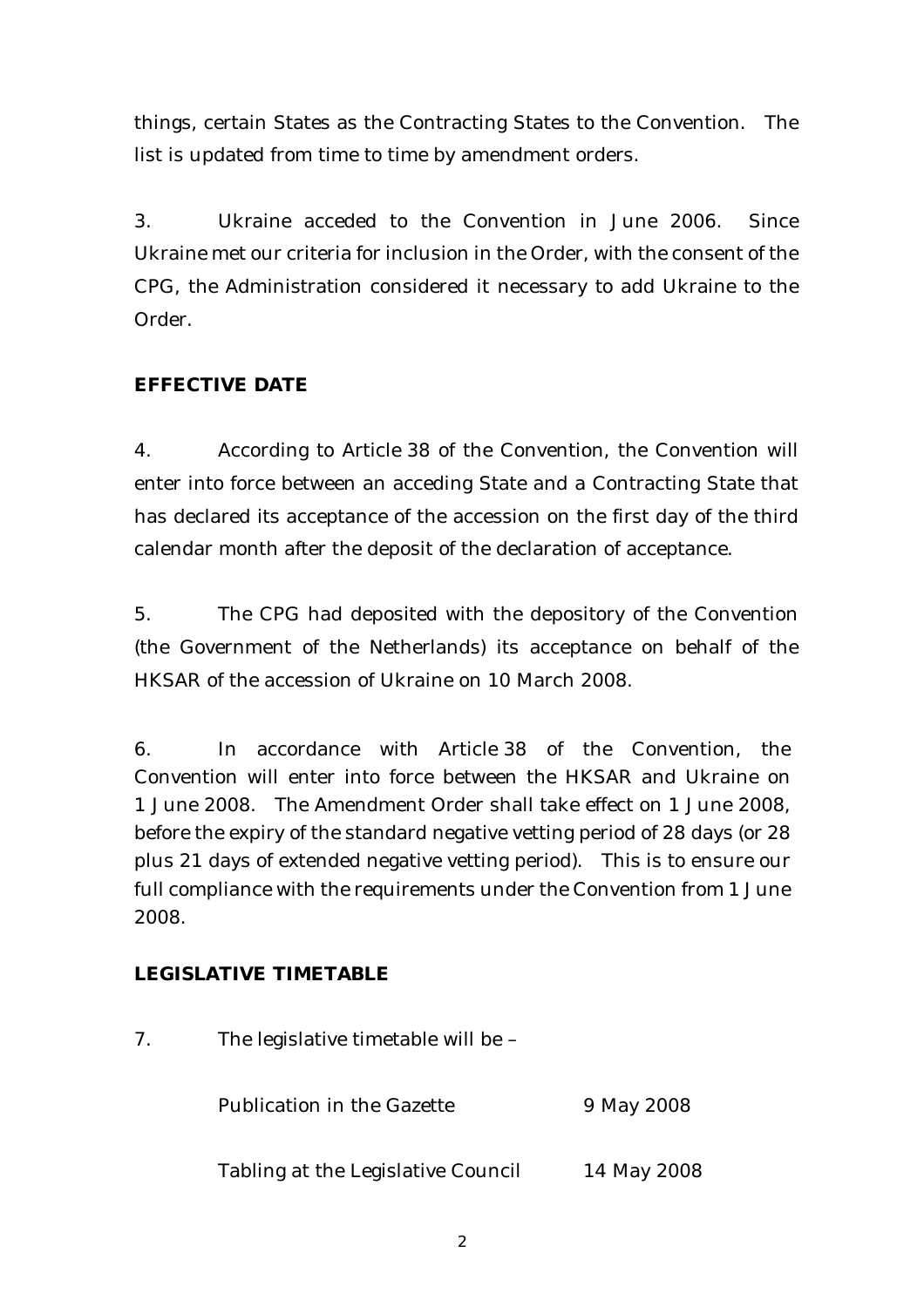things, certain States as the Contracting States to the Convention. The list is updated from time to time by amendment orders.

3. Ukraine acceded to the Convention in June 2006. Since Ukraine met our criteria for inclusion in the Order, with the consent of the CPG, the Administration considered it necessary to add Ukraine to the Order.

**EFFECTIVE DATE**

4. According to Article 38 of the Convention, the Convention will enter into force between an acceding State and a Contracting State that has declared its acceptance of the accession on the first day of the third calendar month after the deposit of the declaration of acceptance.

5. The CPG had deposited with the depository of the Convention (the Government of the Netherlands) its acceptance on behalf of the HKSAR of the accession of Ukraine on 10 March 2008.

6. In accordance with Article 38 of the Convention, the Convention will enter into force between the HKSAR and Ukraine on 1 June 2008. The Amendment Order shall take effect on 1 June 2008, before the expiry of the standard negative vetting period of 28 days (or 28 plus 21 days of extended negative vetting period). This is to ensure our full compliance with the requirements under the Convention from 1 June 2008.

**LEGISLATIVE TIMETABLE**

7. The legislative timetable will be –

| | |
|---|---|
| Publication in the Gazette | 9 May 2008 |
| Tabling at the Legislative Council | 14 May 2008 |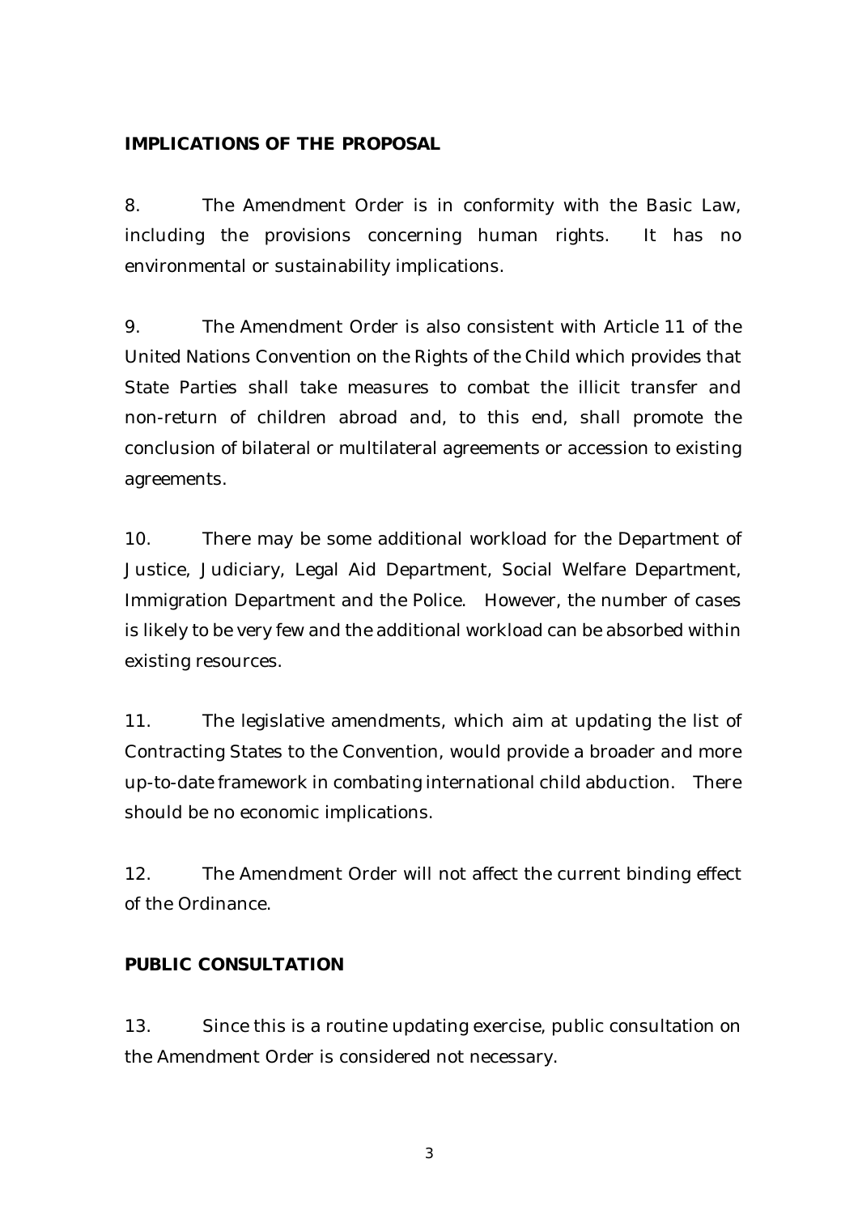**IMPLICATIONS OF THE PROPOSAL**

8. The Amendment Order is in conformity with the Basic Law, including the provisions concerning human rights. It has no environmental or sustainability implications.

9. The Amendment Order is also consistent with Article 11 of the United Nations Convention on the Rights of the Child which provides that State Parties shall take measures to combat the illicit transfer and non-return of children abroad and, to this end, shall promote the conclusion of bilateral or multilateral agreements or accession to existing agreements.

10. There may be some additional workload for the Department of Justice, Judiciary, Legal Aid Department, Social Welfare Department, Immigration Department and the Police. However, the number of cases is likely to be very few and the additional workload can be absorbed within existing resources.

11. The legislative amendments, which aim at updating the list of Contracting States to the Convention, would provide a broader and more up-to-date framework in combating international child abduction. There should be no economic implications.

12. The Amendment Order will not affect the current binding effect of the Ordinance.

**PUBLIC CONSULTATION**

13. Since this is a routine updating exercise, public consultation on the Amendment Order is considered not necessary.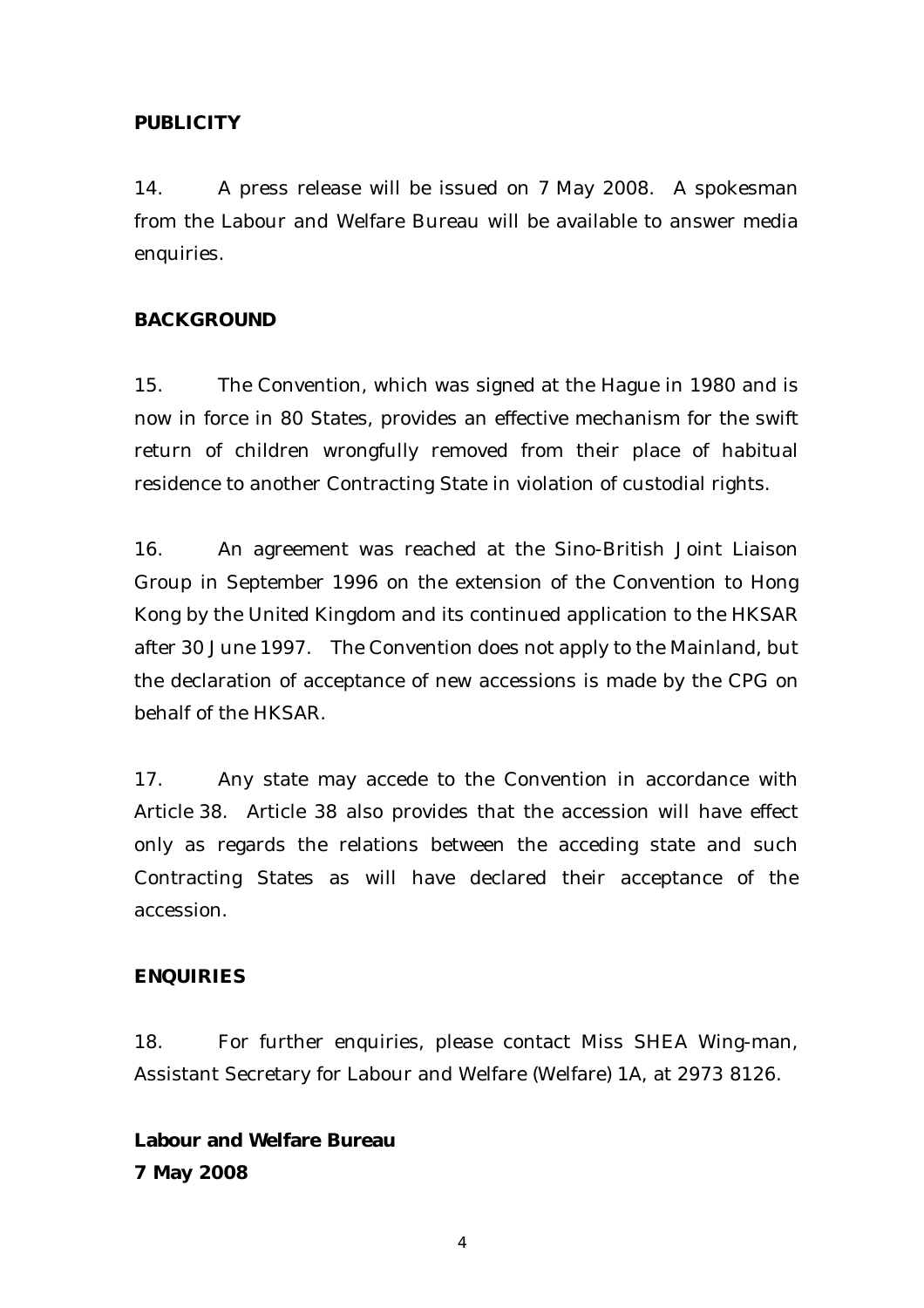**PUBLICITY**

14. A press release will be issued on 7 May 2008. A spokesman from the Labour and Welfare Bureau will be available to answer media enquiries.

**BACKGROUND**

15. The Convention, which was signed at the Hague in 1980 and is now in force in 80 States, provides an effective mechanism for the swift return of children wrongfully removed from their place of habitual residence to another Contracting State in violation of custodial rights.

16. An agreement was reached at the Sino-British Joint Liaison Group in September 1996 on the extension of the Convention to Hong Kong by the United Kingdom and its continued application to the HKSAR after 30 June 1997. The Convention does not apply to the Mainland, but the declaration of acceptance of new accessions is made by the CPG on behalf of the HKSAR.

17. Any state may accede to the Convention in accordance with Article 38. Article 38 also provides that the accession will have effect only as regards the relations between the acceding state and such Contracting States as will have declared their acceptance of the accession.

**ENQUIRIES**

18. For further enquiries, please contact Miss SHEA Wing-man, Assistant Secretary for Labour and Welfare (Welfare) 1A, at 2973 8126.

**Labour and Welfare Bureau**
**7 May 2008**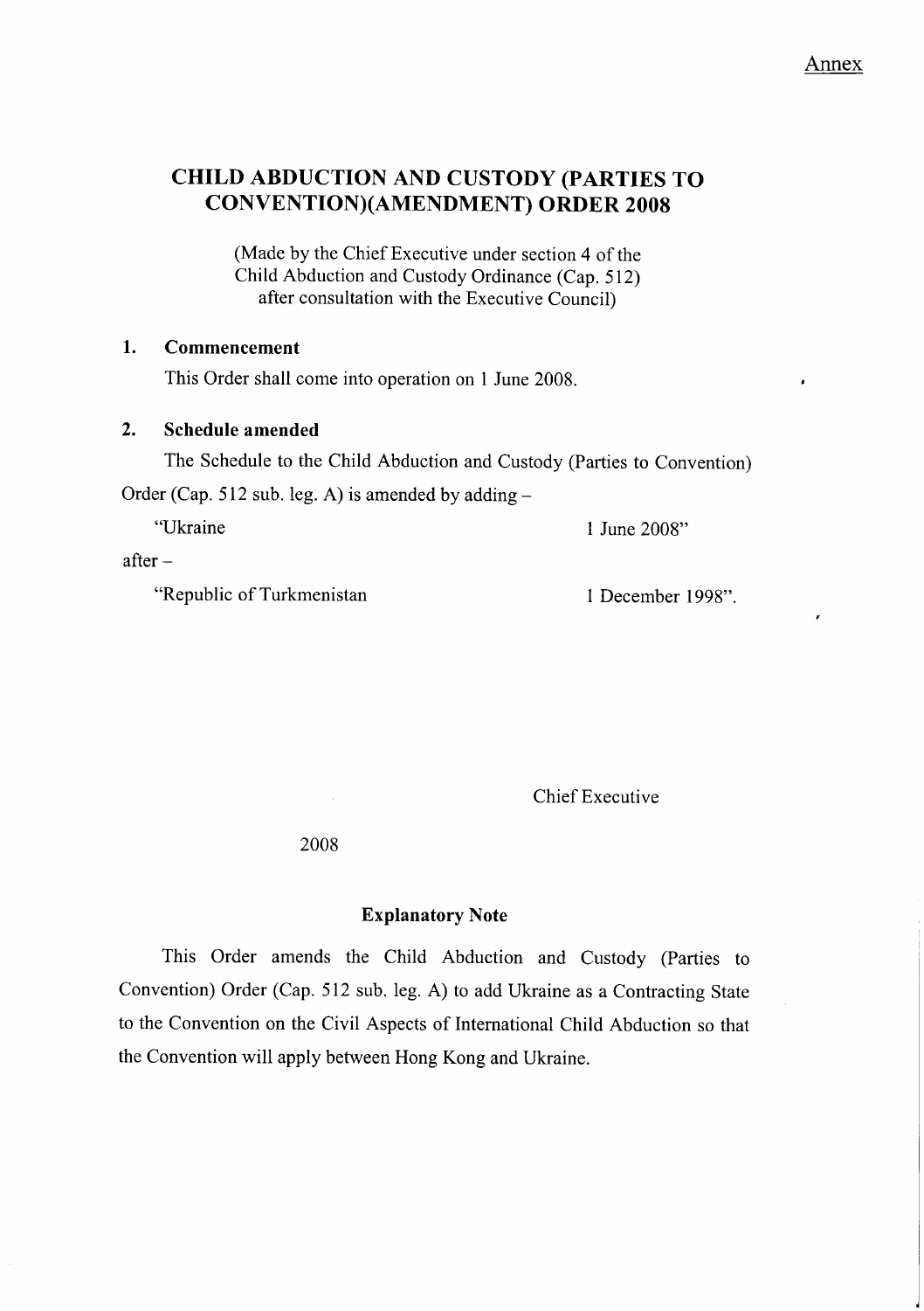Annex

# CHILD ABDUCTION AND CUSTODY (PARTIES TO CONVENTION)(AMENDMENT) ORDER 2008

(Made by the Chief Executive under section 4 of the Child Abduction and Custody Ordinance (Cap. 512) after consultation with the Executive Council)

## 1. Commencement

This Order shall come into operation on 1 June 2008.

## 2. Schedule amended

The Schedule to the Child Abduction and Custody (Parties to Convention) Order (Cap. 512 sub. leg. A) is amended by adding –

| | |
|---|---|
| "Ukraine | 1 June 2008" |

after –

| | |
|---|---|
| "Republic of Turkmenistan | 1 December 1998". |

Chief Executive

2008

### Explanatory Note

This Order amends the Child Abduction and Custody (Parties to Convention) Order (Cap. 512 sub. leg. A) to add Ukraine as a Contracting State to the Convention on the Civil Aspects of International Child Abduction so that the Convention will apply between Hong Kong and Ukraine.